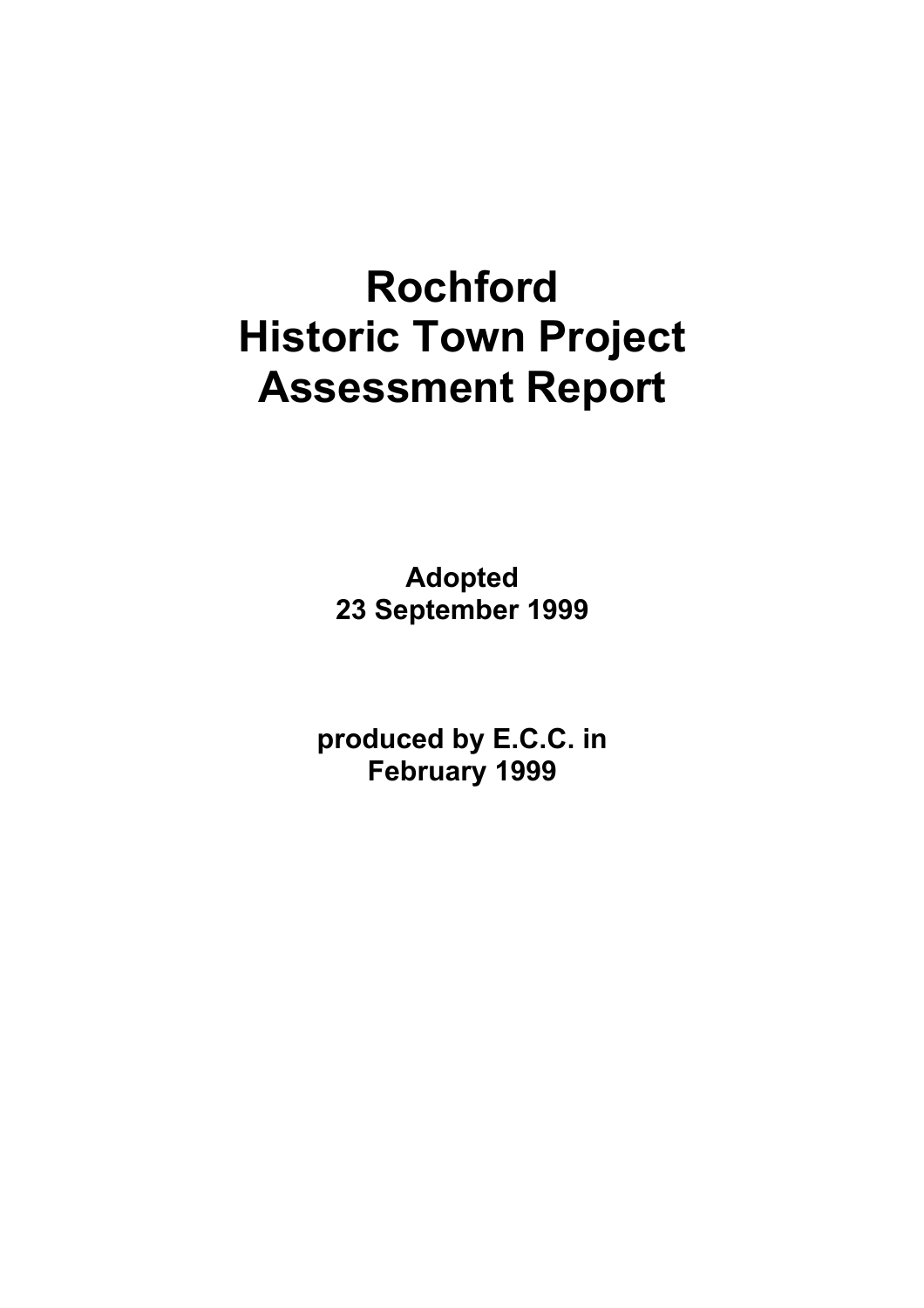# Rochford Historic Town Project Assessment Report

**Adopted 23 September 1999**

**produced by E.C.C. in February 1999**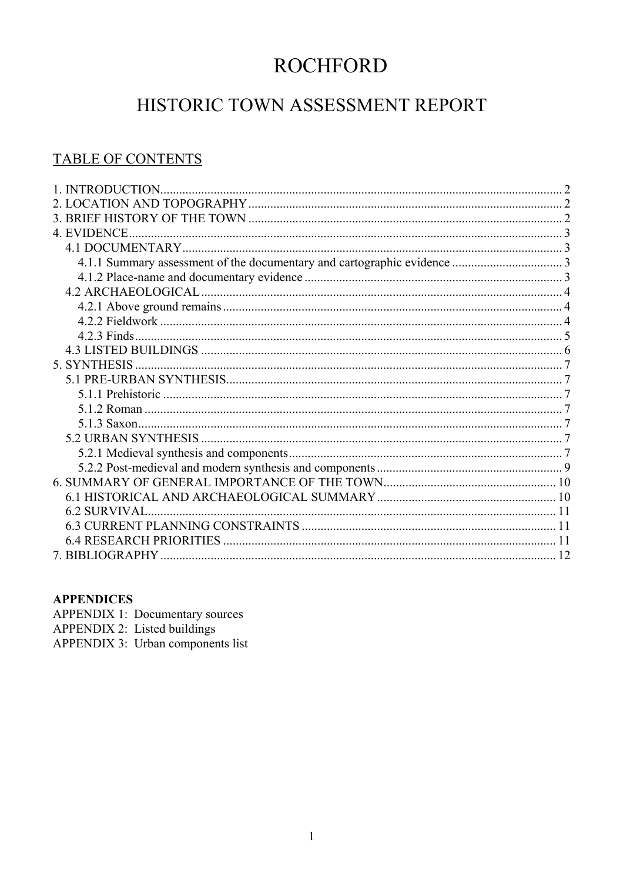# ROCHFORD

## HISTORIC TOWN ASSESSMENT REPORT

### TABLE OF CONTENTS

1. INTRODUCTION .......... 2
2. LOCATION AND TOPOGRAPHY .......... 2
3. BRIEF HISTORY OF THE TOWN .......... 2
4. EVIDENCE .......... 3
   - 4.1 DOCUMENTARY .......... 3
     - 4.1.1 Summary assessment of the documentary and cartographic evidence .......... 3
     - 4.1.2 Place-name and documentary evidence .......... 3
   - 4.2 ARCHAEOLOGICAL .......... 4
     - 4.2.1 Above ground remains .......... 4
     - 4.2.2 Fieldwork .......... 4
     - 4.2.3 Finds .......... 5
   - 4.3 LISTED BUILDINGS .......... 6
5. SYNTHESIS .......... 7
   - 5.1 PRE-URBAN SYNTHESIS .......... 7
     - 5.1.1 Prehistoric .......... 7
     - 5.1.2 Roman .......... 7
     - 5.1.3 Saxon .......... 7
   - 5.2 URBAN SYNTHESIS .......... 7
     - 5.2.1 Medieval synthesis and components .......... 7
     - 5.2.2 Post-medieval and modern synthesis and components .......... 9
6. SUMMARY OF GENERAL IMPORTANCE OF THE TOWN .......... 10
   - 6.1 HISTORICAL AND ARCHAEOLOGICAL SUMMARY .......... 10
   - 6.2 SURVIVAL .......... 11
   - 6.3 CURRENT PLANNING CONSTRAINTS .......... 11
   - 6.4 RESEARCH PRIORITIES .......... 11
7. BIBLIOGRAPHY .......... 12

**APPENDICES**

APPENDIX 1: Documentary sources
APPENDIX 2: Listed buildings
APPENDIX 3: Urban components list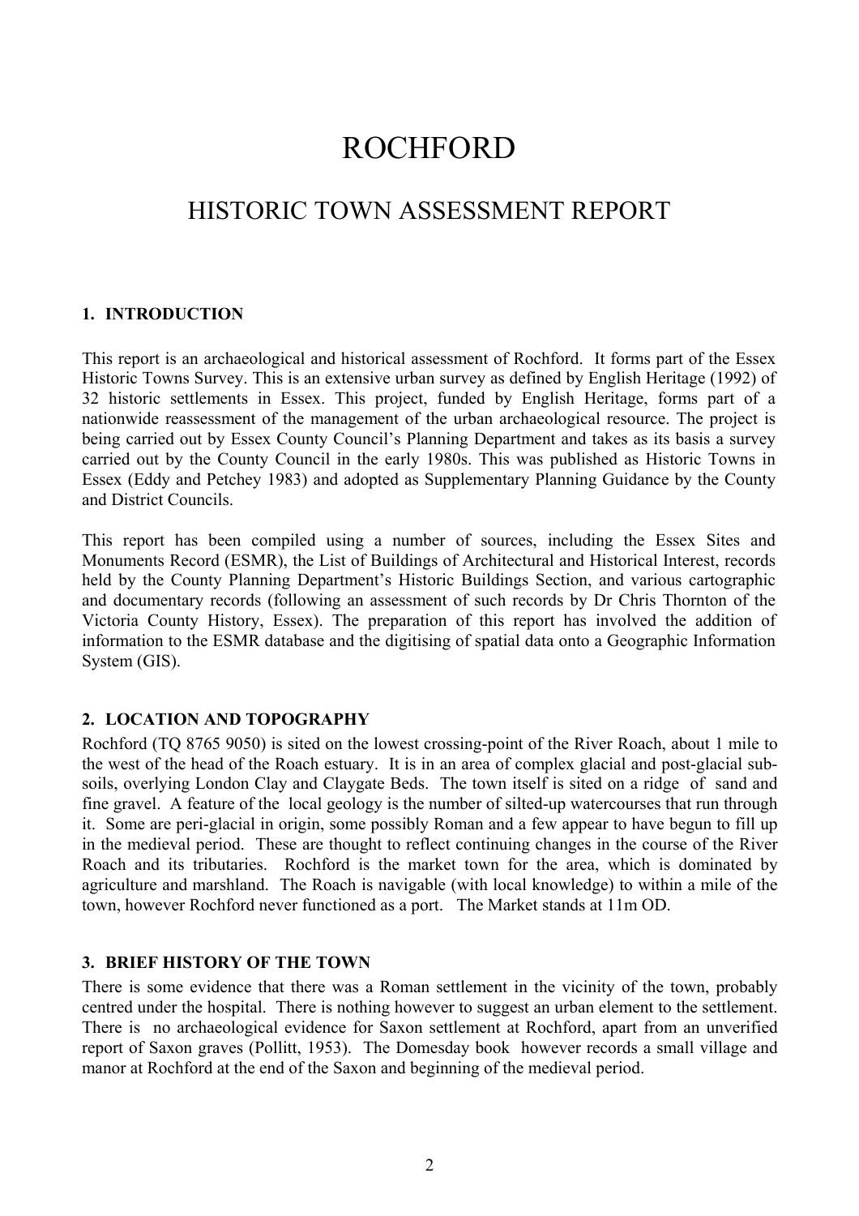# ROCHFORD

## HISTORIC TOWN ASSESSMENT REPORT

### 1. INTRODUCTION

This report is an archaeological and historical assessment of Rochford. It forms part of the Essex Historic Towns Survey. This is an extensive urban survey as defined by English Heritage (1992) of 32 historic settlements in Essex. This project, funded by English Heritage, forms part of a nationwide reassessment of the management of the urban archaeological resource. The project is being carried out by Essex County Council's Planning Department and takes as its basis a survey carried out by the County Council in the early 1980s. This was published as Historic Towns in Essex (Eddy and Petchey 1983) and adopted as Supplementary Planning Guidance by the County and District Councils.

This report has been compiled using a number of sources, including the Essex Sites and Monuments Record (ESMR), the List of Buildings of Architectural and Historical Interest, records held by the County Planning Department's Historic Buildings Section, and various cartographic and documentary records (following an assessment of such records by Dr Chris Thornton of the Victoria County History, Essex). The preparation of this report has involved the addition of information to the ESMR database and the digitising of spatial data onto a Geographic Information System (GIS).

### 2. LOCATION AND TOPOGRAPHY

Rochford (TQ 8765 9050) is sited on the lowest crossing-point of the River Roach, about 1 mile to the west of the head of the Roach estuary. It is in an area of complex glacial and post-glacial sub-soils, overlying London Clay and Claygate Beds. The town itself is sited on a ridge of sand and fine gravel. A feature of the local geology is the number of silted-up watercourses that run through it. Some are peri-glacial in origin, some possibly Roman and a few appear to have begun to fill up in the medieval period. These are thought to reflect continuing changes in the course of the River Roach and its tributaries. Rochford is the market town for the area, which is dominated by agriculture and marshland. The Roach is navigable (with local knowledge) to within a mile of the town, however Rochford never functioned as a port. The Market stands at 11m OD.

### 3. BRIEF HISTORY OF THE TOWN

There is some evidence that there was a Roman settlement in the vicinity of the town, probably centred under the hospital. There is nothing however to suggest an urban element to the settlement. There is no archaeological evidence for Saxon settlement at Rochford, apart from an unverified report of Saxon graves (Pollitt, 1953). The Domesday book however records a small village and manor at Rochford at the end of the Saxon and beginning of the medieval period.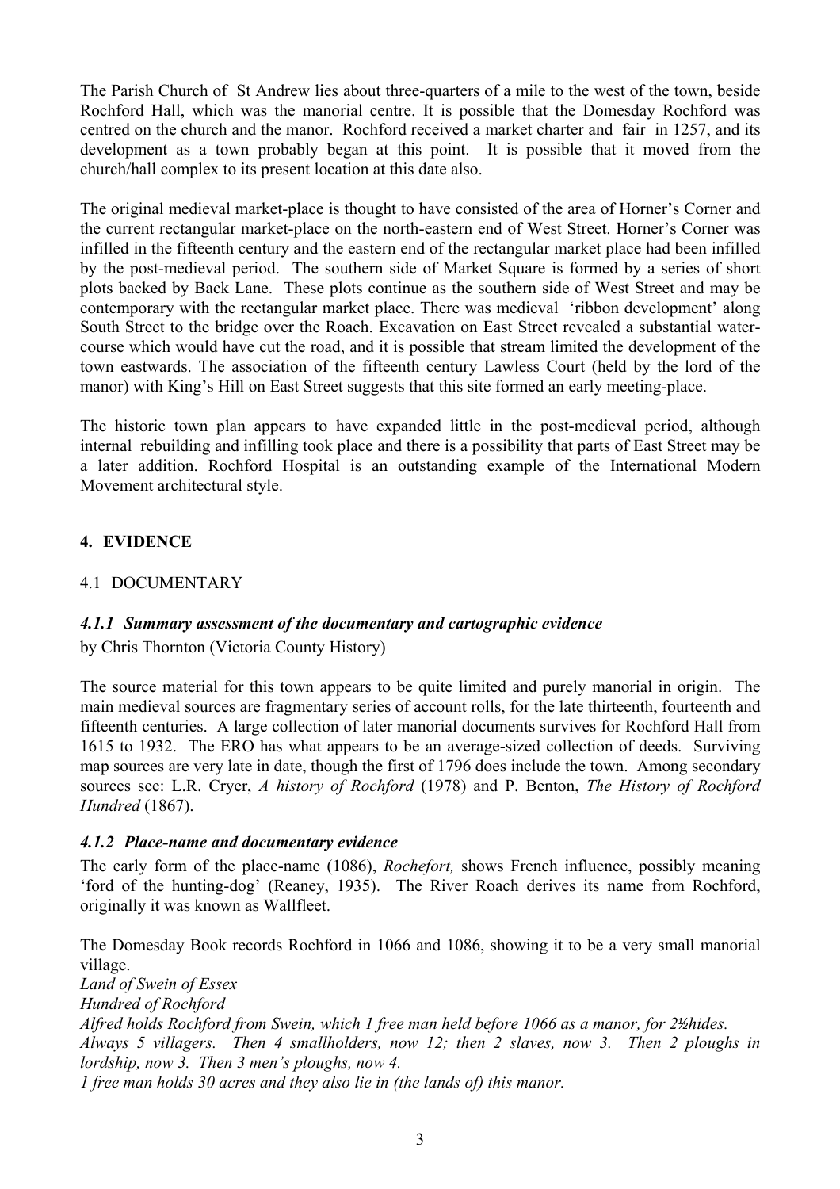The Parish Church of St Andrew lies about three-quarters of a mile to the west of the town, beside Rochford Hall, which was the manorial centre. It is possible that the Domesday Rochford was centred on the church and the manor. Rochford received a market charter and fair in 1257, and its development as a town probably began at this point. It is possible that it moved from the church/hall complex to its present location at this date also.

The original medieval market-place is thought to have consisted of the area of Horner's Corner and the current rectangular market-place on the north-eastern end of West Street. Horner's Corner was infilled in the fifteenth century and the eastern end of the rectangular market place had been infilled by the post-medieval period. The southern side of Market Square is formed by a series of short plots backed by Back Lane. These plots continue as the southern side of West Street and may be contemporary with the rectangular market place. There was medieval 'ribbon development' along South Street to the bridge over the Roach. Excavation on East Street revealed a substantial water-course which would have cut the road, and it is possible that stream limited the development of the town eastwards. The association of the fifteenth century Lawless Court (held by the lord of the manor) with King's Hill on East Street suggests that this site formed an early meeting-place.

The historic town plan appears to have expanded little in the post-medieval period, although internal rebuilding and infilling took place and there is a possibility that parts of East Street may be a later addition. Rochford Hospital is an outstanding example of the International Modern Movement architectural style.

## 4. EVIDENCE

### 4.1 DOCUMENTARY

#### *4.1.1 Summary assessment of the documentary and cartographic evidence*

by Chris Thornton (Victoria County History)

The source material for this town appears to be quite limited and purely manorial in origin. The main medieval sources are fragmentary series of account rolls, for the late thirteenth, fourteenth and fifteenth centuries. A large collection of later manorial documents survives for Rochford Hall from 1615 to 1932. The ERO has what appears to be an average-sized collection of deeds. Surviving map sources are very late in date, though the first of 1796 does include the town. Among secondary sources see: L.R. Cryer, *A history of Rochford* (1978) and P. Benton, *The History of Rochford Hundred* (1867).

#### *4.1.2 Place-name and documentary evidence*

The early form of the place-name (1086), *Rochefort,* shows French influence, possibly meaning 'ford of the hunting-dog' (Reaney, 1935). The River Roach derives its name from Rochford, originally it was known as Wallfleet.

The Domesday Book records Rochford in 1066 and 1086, showing it to be a very small manorial village.

*Land of Swein of Essex*
*Hundred of Rochford*
*Alfred holds Rochford from Swein, which 1 free man held before 1066 as a manor, for 2½hides.*
*Always 5 villagers. Then 4 smallholders, now 12; then 2 slaves, now 3. Then 2 ploughs in lordship, now 3. Then 3 men's ploughs, now 4.*
*1 free man holds 30 acres and they also lie in (the lands of) this manor.*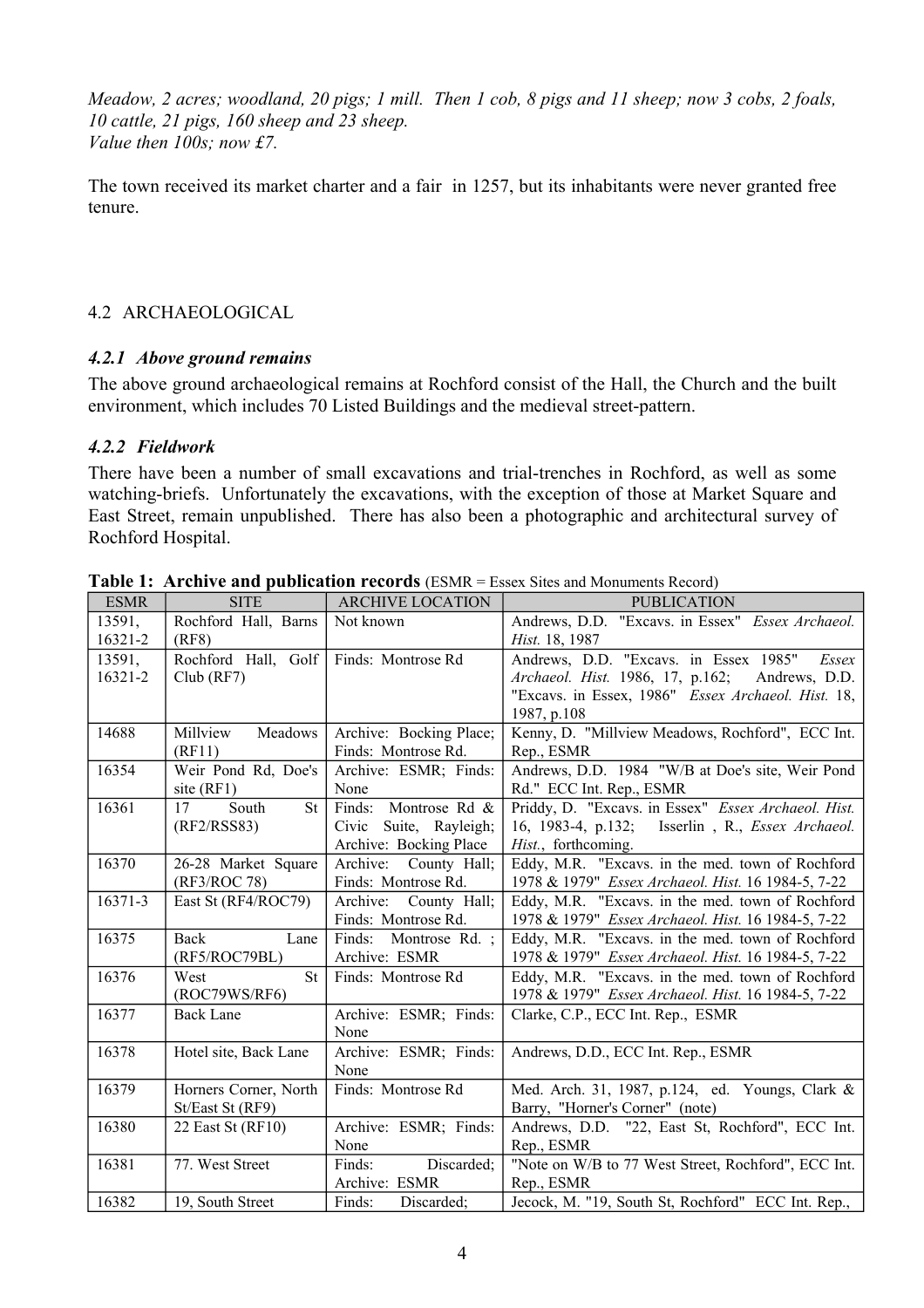*Meadow, 2 acres; woodland, 20 pigs; 1 mill. Then 1 cob, 8 pigs and 11 sheep; now 3 cobs, 2 foals, 10 cattle, 21 pigs, 160 sheep and 23 sheep.*
*Value then 100s; now £7.*

The town received its market charter and a fair in 1257, but its inhabitants were never granted free tenure.

## 4.2 ARCHAEOLOGICAL

### *4.2.1 Above ground remains*

The above ground archaeological remains at Rochford consist of the Hall, the Church and the built environment, which includes 70 Listed Buildings and the medieval street-pattern.

### *4.2.2 Fieldwork*

There have been a number of small excavations and trial-trenches in Rochford, as well as some watching-briefs. Unfortunately the excavations, with the exception of those at Market Square and East Street, remain unpublished. There has also been a photographic and architectural survey of Rochford Hospital.

**Table 1: Archive and publication records** (ESMR = Essex Sites and Monuments Record)

| ESMR | SITE | ARCHIVE LOCATION | PUBLICATION |
|---|---|---|---|
| 13591, 16321-2 | Rochford Hall, Barns (RF8) | Not known | Andrews, D.D. "Excavs. in Essex" *Essex Archaeol. Hist.* 18, 1987 |
| 13591, 16321-2 | Rochford Hall, Golf Club (RF7) | Finds: Montrose Rd | Andrews, D.D. "Excavs. in Essex 1985" *Essex Archaeol. Hist.* 1986, 17, p.162; Andrews, D.D. "Excavs. in Essex, 1986" *Essex Archaeol. Hist.* 18, 1987, p.108 |
| 14688 | Millview Meadows (RF11) | Archive: Bocking Place; Finds: Montrose Rd. | Kenny, D. "Millview Meadows, Rochford", ECC Int. Rep., ESMR |
| 16354 | Weir Pond Rd, Doe's site (RF1) | Archive: ESMR; Finds: None | Andrews, D.D. 1984 "W/B at Doe's site, Weir Pond Rd." ECC Int. Rep., ESMR |
| 16361 | 17 South St (RF2/RSS83) | Finds: Montrose Rd & Civic Suite, Rayleigh; Archive: Bocking Place | Priddy, D. "Excavs. in Essex" *Essex Archaeol. Hist.* 16, 1983-4, p.132; Isserlin , R., *Essex Archaeol. Hist.*, forthcoming. |
| 16370 | 26-28 Market Square (RF3/ROC 78) | Archive: County Hall; Finds: Montrose Rd. | Eddy, M.R. "Excavs. in the med. town of Rochford 1978 & 1979" *Essex Archaeol. Hist.* 16 1984-5, 7-22 |
| 16371-3 | East St (RF4/ROC79) | Archive: County Hall; Finds: Montrose Rd. | Eddy, M.R. "Excavs. in the med. town of Rochford 1978 & 1979" *Essex Archaeol. Hist.* 16 1984-5, 7-22 |
| 16375 | Back Lane (RF5/ROC79BL) | Finds: Montrose Rd. ; Archive: ESMR | Eddy, M.R. "Excavs. in the med. town of Rochford 1978 & 1979" *Essex Archaeol. Hist.* 16 1984-5, 7-22 |
| 16376 | West St (ROC79WS/RF6) | Finds: Montrose Rd | Eddy, M.R. "Excavs. in the med. town of Rochford 1978 & 1979" *Essex Archaeol. Hist.* 16 1984-5, 7-22 |
| 16377 | Back Lane | Archive: ESMR; Finds: None | Clarke, C.P., ECC Int. Rep., ESMR |
| 16378 | Hotel site, Back Lane | Archive: ESMR; Finds: None | Andrews, D.D., ECC Int. Rep., ESMR |
| 16379 | Horners Corner, North St/East St (RF9) | Finds: Montrose Rd | Med. Arch. 31, 1987, p.124, ed. Youngs, Clark & Barry, "Horner's Corner" (note) |
| 16380 | 22 East St (RF10) | Archive: ESMR; Finds: None | Andrews, D.D. "22, East St, Rochford", ECC Int. Rep., ESMR |
| 16381 | 77. West Street | Finds: Discarded; Archive: ESMR | "Note on W/B to 77 West Street, Rochford", ECC Int. Rep., ESMR |
| 16382 | 19, South Street | Finds: Discarded; | Jecock, M. "19, South St, Rochford" ECC Int. Rep., |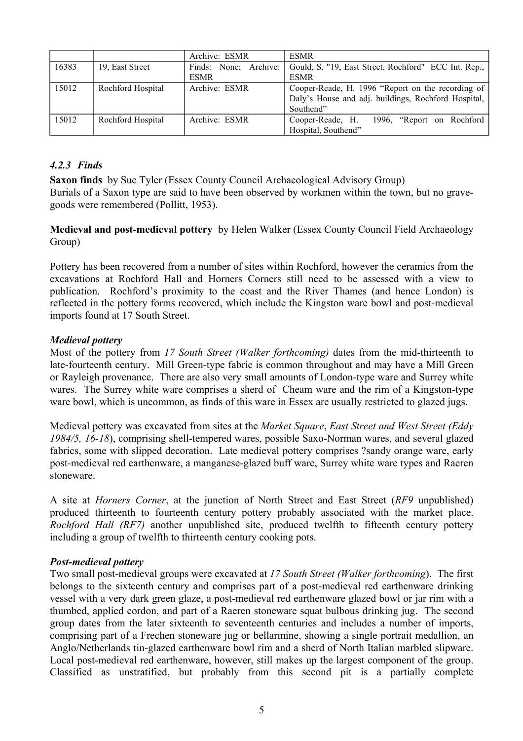|  |  | Archive: ESMR | ESMR |
|---|---|---|---|
| 16383 | 19, East Street | Finds: None; Archive: ESMR | Gould, S. "19, East Street, Rochford" ECC Int. Rep., ESMR |
| 15012 | Rochford Hospital | Archive: ESMR | Cooper-Reade, H. 1996 "Report on the recording of Daly's House and adj. buildings, Rochford Hospital, Southend" |
| 15012 | Rochford Hospital | Archive: ESMR | Cooper-Reade, H. 1996, "Report on Rochford Hospital, Southend" |

### *4.2.3 Finds*

**Saxon finds** by Sue Tyler (Essex County Council Archaeological Advisory Group)
Burials of a Saxon type are said to have been observed by workmen within the town, but no grave-goods were remembered (Pollitt, 1953).

**Medieval and post-medieval pottery** by Helen Walker (Essex County Council Field Archaeology Group)

Pottery has been recovered from a number of sites within Rochford, however the ceramics from the excavations at Rochford Hall and Horners Corners still need to be assessed with a view to publication. Rochford's proximity to the coast and the River Thames (and hence London) is reflected in the pottery forms recovered, which include the Kingston ware bowl and post-medieval imports found at 17 South Street.

***Medieval pottery***
Most of the pottery from *17 South Street (Walker forthcoming)* dates from the mid-thirteenth to late-fourteenth century. Mill Green-type fabric is common throughout and may have a Mill Green or Rayleigh provenance. There are also very small amounts of London-type ware and Surrey white wares. The Surrey white ware comprises a sherd of Cheam ware and the rim of a Kingston-type ware bowl, which is uncommon, as finds of this ware in Essex are usually restricted to glazed jugs.

Medieval pottery was excavated from sites at the *Market Square*, *East Street and West Street (Eddy 1984/5, 16-18*), comprising shell-tempered wares, possible Saxo-Norman wares, and several glazed fabrics, some with slipped decoration. Late medieval pottery comprises ?sandy orange ware, early post-medieval red earthenware, a manganese-glazed buff ware, Surrey white ware types and Raeren stoneware.

A site at *Horners Corner*, at the junction of North Street and East Street (*RF9* unpublished) produced thirteenth to fourteenth century pottery probably associated with the market place. *Rochford Hall (RF7)* another unpublished site, produced twelfth to fifteenth century pottery including a group of twelfth to thirteenth century cooking pots.

***Post-medieval pottery***
Two small post-medieval groups were excavated at *17 South Street (Walker forthcoming*). The first belongs to the sixteenth century and comprises part of a post-medieval red earthenware drinking vessel with a very dark green glaze, a post-medieval red earthenware glazed bowl or jar rim with a thumbed, applied cordon, and part of a Raeren stoneware squat bulbous drinking jug. The second group dates from the later sixteenth to seventeenth centuries and includes a number of imports, comprising part of a Frechen stoneware jug or bellarmine, showing a single portrait medallion, an Anglo/Netherlands tin-glazed earthenware bowl rim and a sherd of North Italian marbled slipware. Local post-medieval red earthenware, however, still makes up the largest component of the group. Classified as unstratified, but probably from this second pit is a partially complete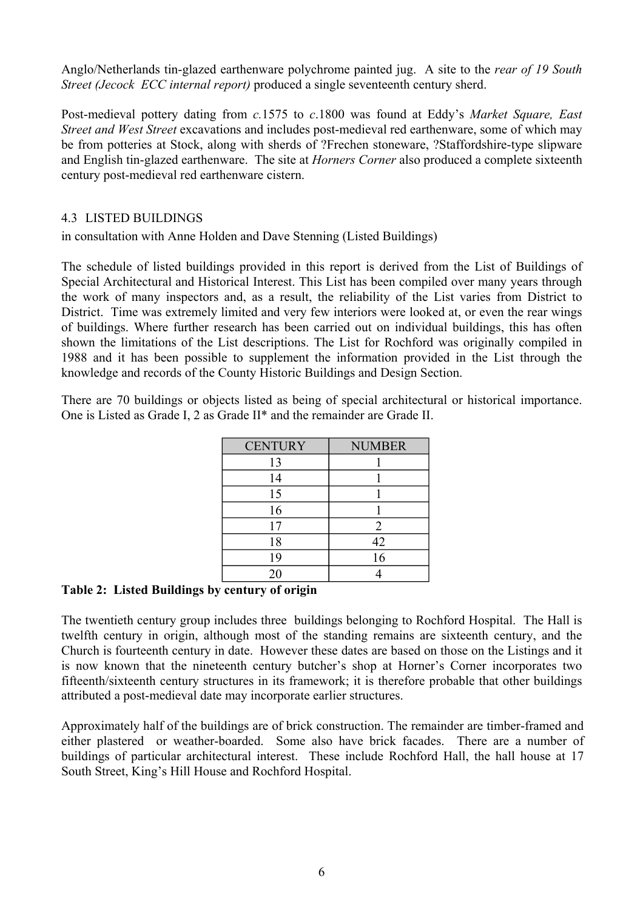Anglo/Netherlands tin-glazed earthenware polychrome painted jug. A site to the *rear of 19 South Street (Jecock ECC internal report)* produced a single seventeenth century sherd.

Post-medieval pottery dating from *c.*1575 to *c.*1800 was found at Eddy's *Market Square, East Street and West Street* excavations and includes post-medieval red earthenware, some of which may be from potteries at Stock, along with sherds of ?Frechen stoneware, ?Staffordshire-type slipware and English tin-glazed earthenware. The site at *Horners Corner* also produced a complete sixteenth century post-medieval red earthenware cistern.

## 4.3 LISTED BUILDINGS

in consultation with Anne Holden and Dave Stenning (Listed Buildings)

The schedule of listed buildings provided in this report is derived from the List of Buildings of Special Architectural and Historical Interest. This List has been compiled over many years through the work of many inspectors and, as a result, the reliability of the List varies from District to District. Time was extremely limited and very few interiors were looked at, or even the rear wings of buildings. Where further research has been carried out on individual buildings, this has often shown the limitations of the List descriptions. The List for Rochford was originally compiled in 1988 and it has been possible to supplement the information provided in the List through the knowledge and records of the County Historic Buildings and Design Section.

There are 70 buildings or objects listed as being of special architectural or historical importance. One is Listed as Grade I, 2 as Grade II* and the remainder are Grade II.

| CENTURY | NUMBER |
|---|---|
| 13 | 1 |
| 14 | 1 |
| 15 | 1 |
| 16 | 1 |
| 17 | 2 |
| 18 | 42 |
| 19 | 16 |
| 20 | 4 |

**Table 2: Listed Buildings by century of origin**

The twentieth century group includes three buildings belonging to Rochford Hospital. The Hall is twelfth century in origin, although most of the standing remains are sixteenth century, and the Church is fourteenth century in date. However these dates are based on those on the Listings and it is now known that the nineteenth century butcher's shop at Horner's Corner incorporates two fifteenth/sixteenth century structures in its framework; it is therefore probable that other buildings attributed a post-medieval date may incorporate earlier structures.

Approximately half of the buildings are of brick construction. The remainder are timber-framed and either plastered or weather-boarded. Some also have brick facades. There are a number of buildings of particular architectural interest. These include Rochford Hall, the hall house at 17 South Street, King's Hill House and Rochford Hospital.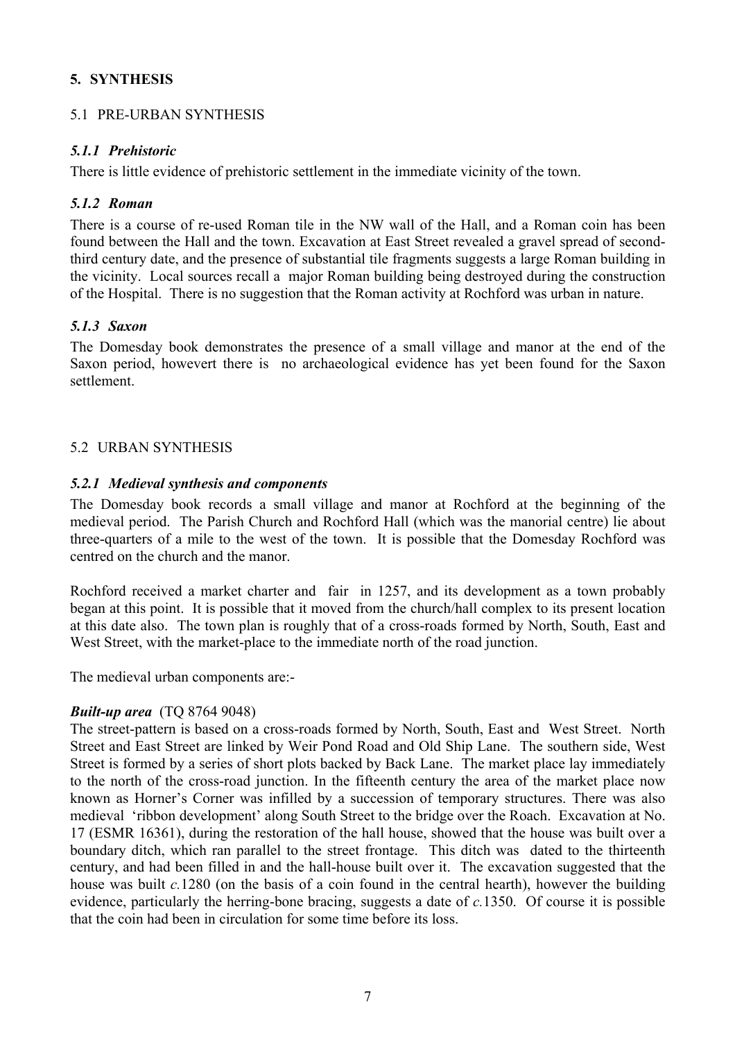## 5. SYNTHESIS

### 5.1 PRE-URBAN SYNTHESIS

#### *5.1.1 Prehistoric*

There is little evidence of prehistoric settlement in the immediate vicinity of the town.

#### *5.1.2 Roman*

There is a course of re-used Roman tile in the NW wall of the Hall, and a Roman coin has been found between the Hall and the town. Excavation at East Street revealed a gravel spread of second-third century date, and the presence of substantial tile fragments suggests a large Roman building in the vicinity. Local sources recall a major Roman building being destroyed during the construction of the Hospital. There is no suggestion that the Roman activity at Rochford was urban in nature.

#### *5.1.3 Saxon*

The Domesday book demonstrates the presence of a small village and manor at the end of the Saxon period, howevert there is no archaeological evidence has yet been found for the Saxon settlement.

### 5.2 URBAN SYNTHESIS

#### *5.2.1 Medieval synthesis and components*

The Domesday book records a small village and manor at Rochford at the beginning of the medieval period. The Parish Church and Rochford Hall (which was the manorial centre) lie about three-quarters of a mile to the west of the town. It is possible that the Domesday Rochford was centred on the church and the manor.

Rochford received a market charter and fair in 1257, and its development as a town probably began at this point. It is possible that it moved from the church/hall complex to its present location at this date also. The town plan is roughly that of a cross-roads formed by North, South, East and West Street, with the market-place to the immediate north of the road junction.

The medieval urban components are:-

***Built-up area*** (TQ 8764 9048)

The street-pattern is based on a cross-roads formed by North, South, East and West Street. North Street and East Street are linked by Weir Pond Road and Old Ship Lane. The southern side, West Street is formed by a series of short plots backed by Back Lane. The market place lay immediately to the north of the cross-road junction. In the fifteenth century the area of the market place now known as Horner's Corner was infilled by a succession of temporary structures. There was also medieval 'ribbon development' along South Street to the bridge over the Roach. Excavation at No. 17 (ESMR 16361), during the restoration of the hall house, showed that the house was built over a boundary ditch, which ran parallel to the street frontage. This ditch was dated to the thirteenth century, and had been filled in and the hall-house built over it. The excavation suggested that the house was built *c.*1280 (on the basis of a coin found in the central hearth), however the building evidence, particularly the herring-bone bracing, suggests a date of *c.*1350. Of course it is possible that the coin had been in circulation for some time before its loss.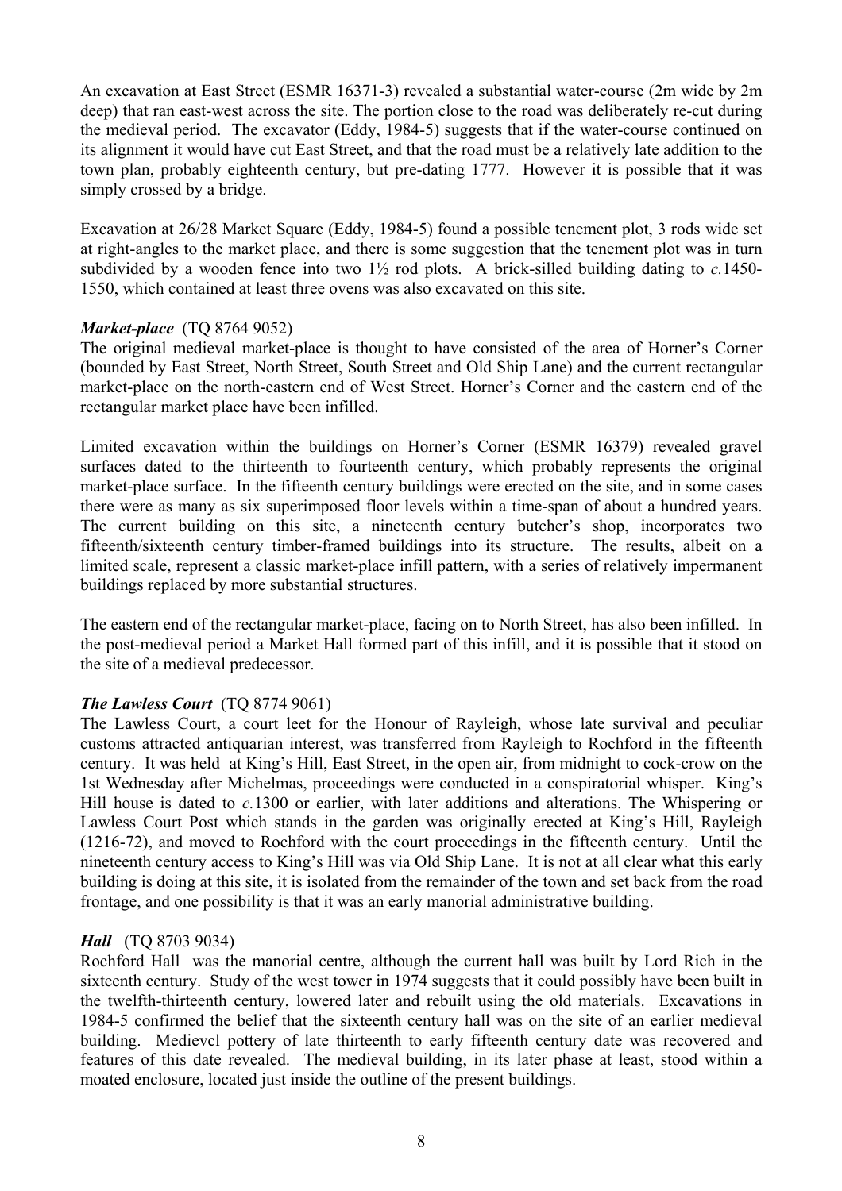An excavation at East Street (ESMR 16371-3) revealed a substantial water-course (2m wide by 2m deep) that ran east-west across the site. The portion close to the road was deliberately re-cut during the medieval period. The excavator (Eddy, 1984-5) suggests that if the water-course continued on its alignment it would have cut East Street, and that the road must be a relatively late addition to the town plan, probably eighteenth century, but pre-dating 1777. However it is possible that it was simply crossed by a bridge.

Excavation at 26/28 Market Square (Eddy, 1984-5) found a possible tenement plot, 3 rods wide set at right-angles to the market place, and there is some suggestion that the tenement plot was in turn subdivided by a wooden fence into two 1½ rod plots. A brick-silled building dating to *c.*1450-1550, which contained at least three ovens was also excavated on this site.

***Market-place*** (TQ 8764 9052)
The original medieval market-place is thought to have consisted of the area of Horner's Corner (bounded by East Street, North Street, South Street and Old Ship Lane) and the current rectangular market-place on the north-eastern end of West Street. Horner's Corner and the eastern end of the rectangular market place have been infilled.

Limited excavation within the buildings on Horner's Corner (ESMR 16379) revealed gravel surfaces dated to the thirteenth to fourteenth century, which probably represents the original market-place surface. In the fifteenth century buildings were erected on the site, and in some cases there were as many as six superimposed floor levels within a time-span of about a hundred years. The current building on this site, a nineteenth century butcher's shop, incorporates two fifteenth/sixteenth century timber-framed buildings into its structure. The results, albeit on a limited scale, represent a classic market-place infill pattern, with a series of relatively impermanent buildings replaced by more substantial structures.

The eastern end of the rectangular market-place, facing on to North Street, has also been infilled. In the post-medieval period a Market Hall formed part of this infill, and it is possible that it stood on the site of a medieval predecessor.

***The Lawless Court*** (TQ 8774 9061)
The Lawless Court, a court leet for the Honour of Rayleigh, whose late survival and peculiar customs attracted antiquarian interest, was transferred from Rayleigh to Rochford in the fifteenth century. It was held at King's Hill, East Street, in the open air, from midnight to cock-crow on the 1st Wednesday after Michelmas, proceedings were conducted in a conspiratorial whisper. King's Hill house is dated to *c.*1300 or earlier, with later additions and alterations. The Whispering or Lawless Court Post which stands in the garden was originally erected at King's Hill, Rayleigh (1216-72), and moved to Rochford with the court proceedings in the fifteenth century. Until the nineteenth century access to King's Hill was via Old Ship Lane. It is not at all clear what this early building is doing at this site, it is isolated from the remainder of the town and set back from the road frontage, and one possibility is that it was an early manorial administrative building.

***Hall*** (TQ 8703 9034)
Rochford Hall was the manorial centre, although the current hall was built by Lord Rich in the sixteenth century. Study of the west tower in 1974 suggests that it could possibly have been built in the twelfth-thirteenth century, lowered later and rebuilt using the old materials. Excavations in 1984-5 confirmed the belief that the sixteenth century hall was on the site of an earlier medieval building. Medievcl pottery of late thirteenth to early fifteenth century date was recovered and features of this date revealed. The medieval building, in its later phase at least, stood within a moated enclosure, located just inside the outline of the present buildings.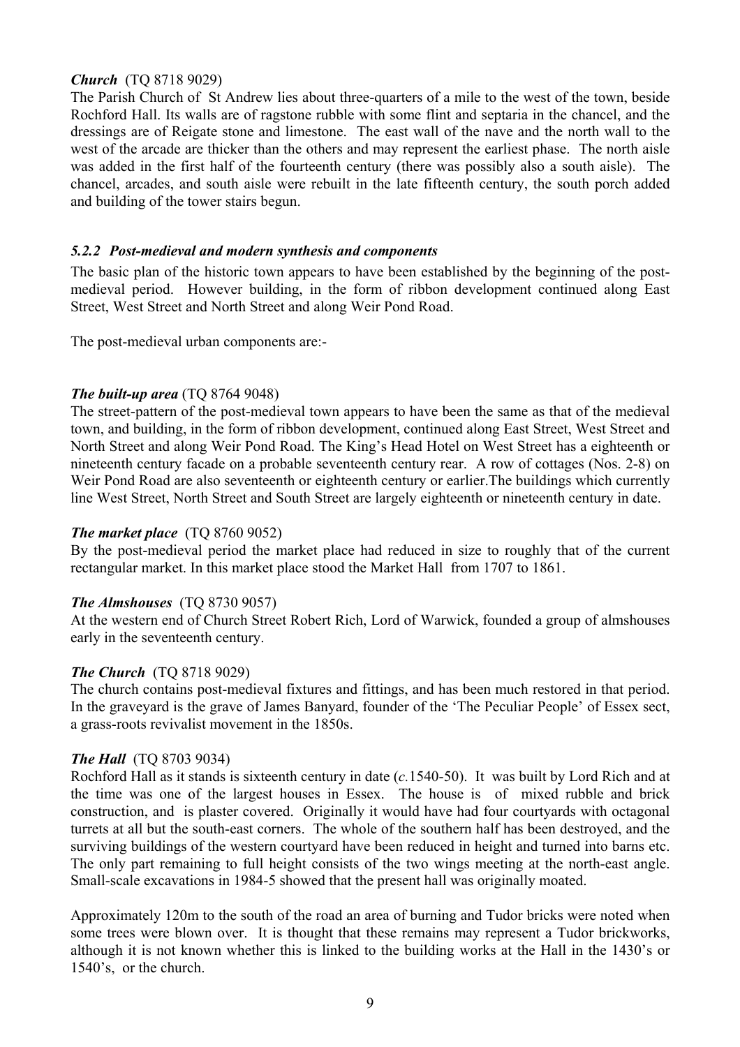***Church*** (TQ 8718 9029)
The Parish Church of St Andrew lies about three-quarters of a mile to the west of the town, beside Rochford Hall. Its walls are of ragstone rubble with some flint and septaria in the chancel, and the dressings are of Reigate stone and limestone. The east wall of the nave and the north wall to the west of the arcade are thicker than the others and may represent the earliest phase. The north aisle was added in the first half of the fourteenth century (there was possibly also a south aisle). The chancel, arcades, and south aisle were rebuilt in the late fifteenth century, the south porch added and building of the tower stairs begun.

### *5.2.2 Post-medieval and modern synthesis and components*

The basic plan of the historic town appears to have been established by the beginning of the post-medieval period. However building, in the form of ribbon development continued along East Street, West Street and North Street and along Weir Pond Road.

The post-medieval urban components are:-

***The built-up area*** (TQ 8764 9048)
The street-pattern of the post-medieval town appears to have been the same as that of the medieval town, and building, in the form of ribbon development, continued along East Street, West Street and North Street and along Weir Pond Road. The King's Head Hotel on West Street has a eighteenth or nineteenth century facade on a probable seventeenth century rear. A row of cottages (Nos. 2-8) on Weir Pond Road are also seventeenth or eighteenth century or earlier.The buildings which currently line West Street, North Street and South Street are largely eighteenth or nineteenth century in date.

***The market place*** (TQ 8760 9052)
By the post-medieval period the market place had reduced in size to roughly that of the current rectangular market. In this market place stood the Market Hall from 1707 to 1861.

***The Almshouses*** (TQ 8730 9057)
At the western end of Church Street Robert Rich, Lord of Warwick, founded a group of almshouses early in the seventeenth century.

***The Church*** (TQ 8718 9029)
The church contains post-medieval fixtures and fittings, and has been much restored in that period. In the graveyard is the grave of James Banyard, founder of the 'The Peculiar People' of Essex sect, a grass-roots revivalist movement in the 1850s.

***The Hall*** (TQ 8703 9034)
Rochford Hall as it stands is sixteenth century in date (*c.*1540-50). It was built by Lord Rich and at the time was one of the largest houses in Essex. The house is of mixed rubble and brick construction, and is plaster covered. Originally it would have had four courtyards with octagonal turrets at all but the south-east corners. The whole of the southern half has been destroyed, and the surviving buildings of the western courtyard have been reduced in height and turned into barns etc. The only part remaining to full height consists of the two wings meeting at the north-east angle. Small-scale excavations in 1984-5 showed that the present hall was originally moated.

Approximately 120m to the south of the road an area of burning and Tudor bricks were noted when some trees were blown over. It is thought that these remains may represent a Tudor brickworks, although it is not known whether this is linked to the building works at the Hall in the 1430's or 1540's, or the church.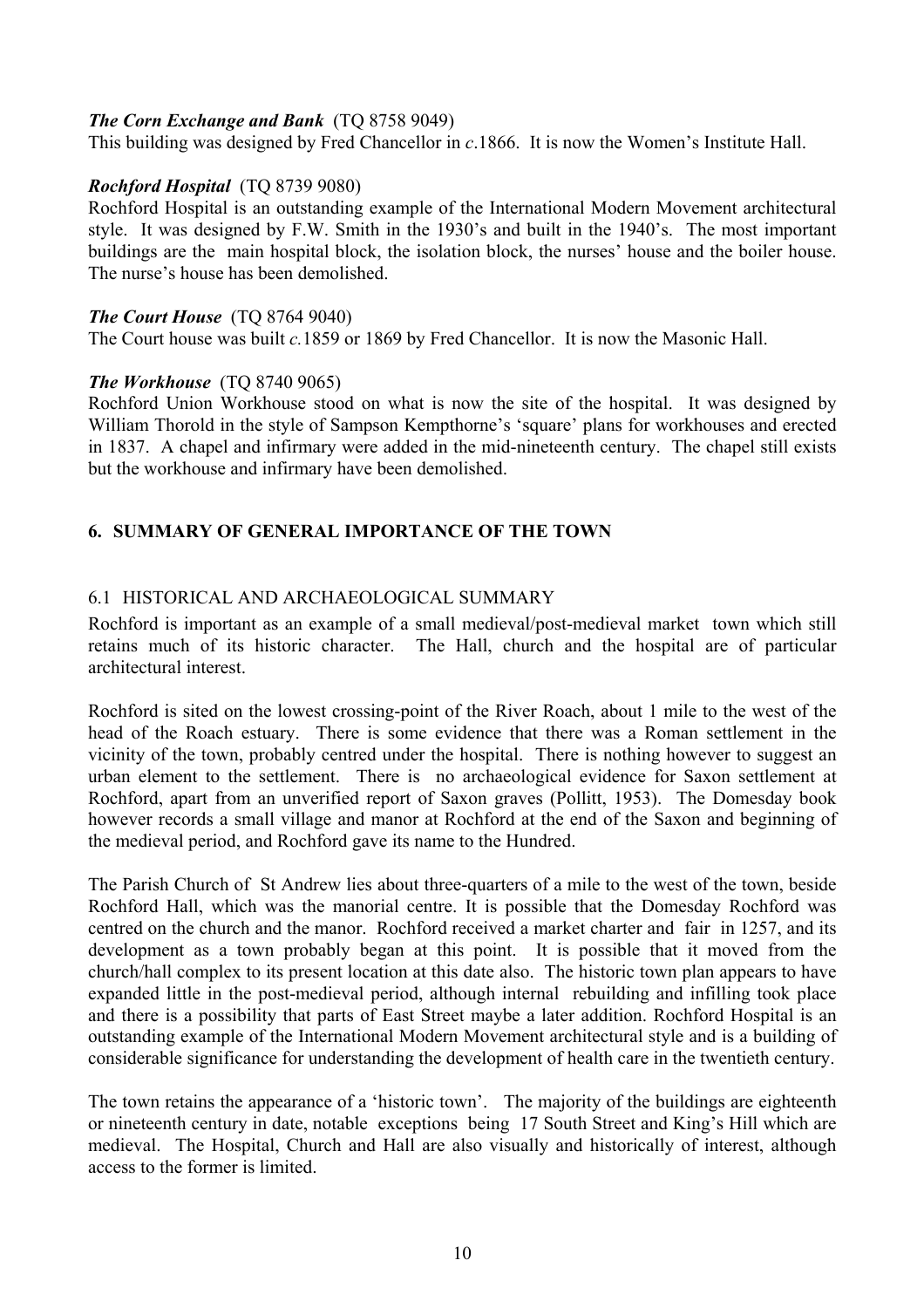***The Corn Exchange and Bank*** (TQ 8758 9049)

This building was designed by Fred Chancellor in *c*.1866. It is now the Women's Institute Hall.

***Rochford Hospital*** (TQ 8739 9080)

Rochford Hospital is an outstanding example of the International Modern Movement architectural style. It was designed by F.W. Smith in the 1930's and built in the 1940's. The most important buildings are the main hospital block, the isolation block, the nurses' house and the boiler house. The nurse's house has been demolished.

***The Court House*** (TQ 8764 9040)

The Court house was built *c.*1859 or 1869 by Fred Chancellor. It is now the Masonic Hall.

***The Workhouse*** (TQ 8740 9065)

Rochford Union Workhouse stood on what is now the site of the hospital. It was designed by William Thorold in the style of Sampson Kempthorne's 'square' plans for workhouses and erected in 1837. A chapel and infirmary were added in the mid-nineteenth century. The chapel still exists but the workhouse and infirmary have been demolished.

## 6. SUMMARY OF GENERAL IMPORTANCE OF THE TOWN

### 6.1 HISTORICAL AND ARCHAEOLOGICAL SUMMARY

Rochford is important as an example of a small medieval/post-medieval market town which still retains much of its historic character. The Hall, church and the hospital are of particular architectural interest.

Rochford is sited on the lowest crossing-point of the River Roach, about 1 mile to the west of the head of the Roach estuary. There is some evidence that there was a Roman settlement in the vicinity of the town, probably centred under the hospital. There is nothing however to suggest an urban element to the settlement. There is no archaeological evidence for Saxon settlement at Rochford, apart from an unverified report of Saxon graves (Pollitt, 1953). The Domesday book however records a small village and manor at Rochford at the end of the Saxon and beginning of the medieval period, and Rochford gave its name to the Hundred.

The Parish Church of St Andrew lies about three-quarters of a mile to the west of the town, beside Rochford Hall, which was the manorial centre. It is possible that the Domesday Rochford was centred on the church and the manor. Rochford received a market charter and fair in 1257, and its development as a town probably began at this point. It is possible that it moved from the church/hall complex to its present location at this date also. The historic town plan appears to have expanded little in the post-medieval period, although internal rebuilding and infilling took place and there is a possibility that parts of East Street maybe a later addition. Rochford Hospital is an outstanding example of the International Modern Movement architectural style and is a building of considerable significance for understanding the development of health care in the twentieth century.

The town retains the appearance of a 'historic town'. The majority of the buildings are eighteenth or nineteenth century in date, notable exceptions being 17 South Street and King's Hill which are medieval. The Hospital, Church and Hall are also visually and historically of interest, although access to the former is limited.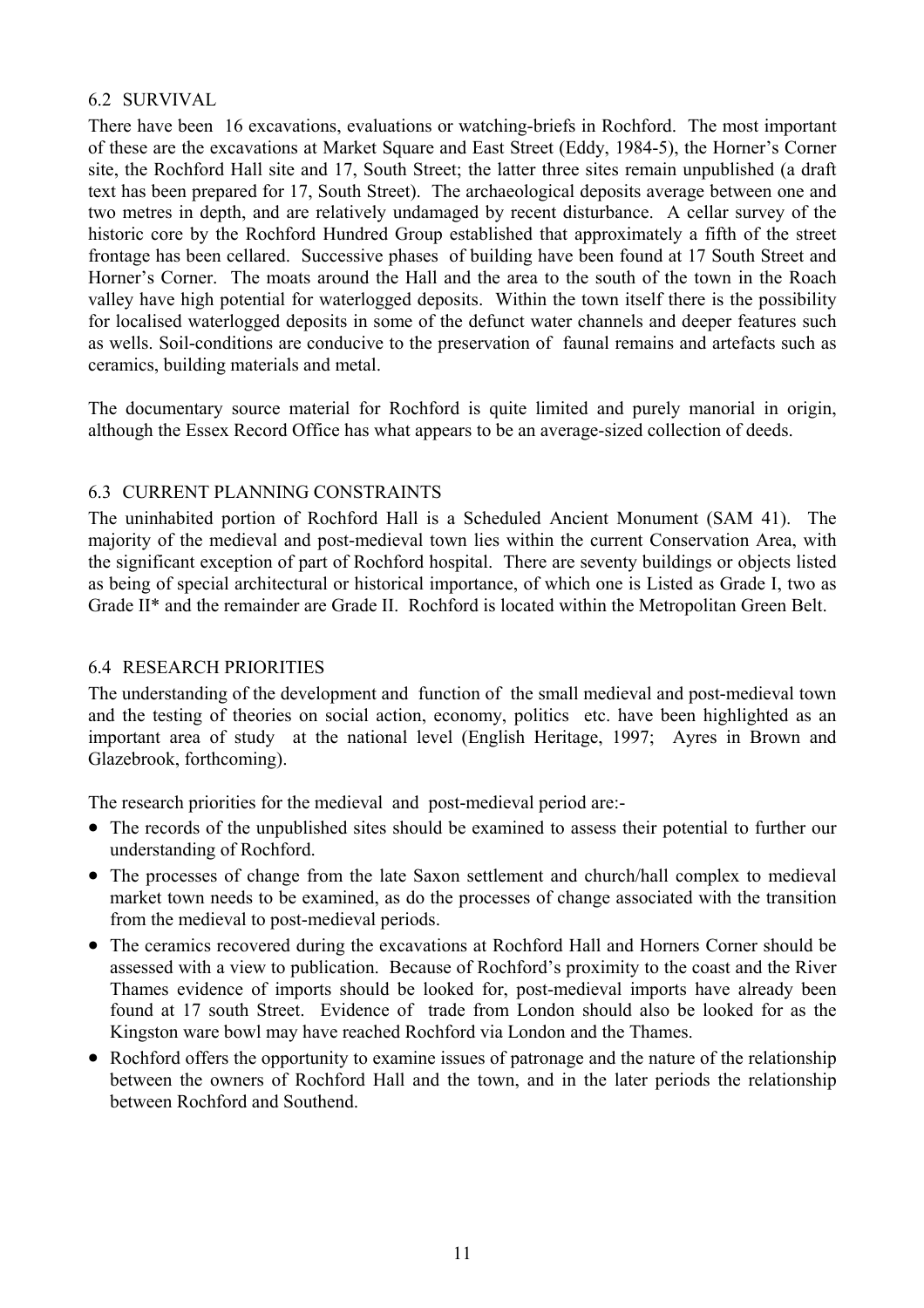### 6.2 SURVIVAL

There have been 16 excavations, evaluations or watching-briefs in Rochford. The most important of these are the excavations at Market Square and East Street (Eddy, 1984-5), the Horner's Corner site, the Rochford Hall site and 17, South Street; the latter three sites remain unpublished (a draft text has been prepared for 17, South Street). The archaeological deposits average between one and two metres in depth, and are relatively undamaged by recent disturbance. A cellar survey of the historic core by the Rochford Hundred Group established that approximately a fifth of the street frontage has been cellared. Successive phases of building have been found at 17 South Street and Horner's Corner. The moats around the Hall and the area to the south of the town in the Roach valley have high potential for waterlogged deposits. Within the town itself there is the possibility for localised waterlogged deposits in some of the defunct water channels and deeper features such as wells. Soil-conditions are conducive to the preservation of faunal remains and artefacts such as ceramics, building materials and metal.

The documentary source material for Rochford is quite limited and purely manorial in origin, although the Essex Record Office has what appears to be an average-sized collection of deeds.

### 6.3 CURRENT PLANNING CONSTRAINTS

The uninhabited portion of Rochford Hall is a Scheduled Ancient Monument (SAM 41). The majority of the medieval and post-medieval town lies within the current Conservation Area, with the significant exception of part of Rochford hospital. There are seventy buildings or objects listed as being of special architectural or historical importance, of which one is Listed as Grade I, two as Grade II* and the remainder are Grade II. Rochford is located within the Metropolitan Green Belt.

### 6.4 RESEARCH PRIORITIES

The understanding of the development and function of the small medieval and post-medieval town and the testing of theories on social action, economy, politics etc. have been highlighted as an important area of study at the national level (English Heritage, 1997; Ayres in Brown and Glazebrook, forthcoming).

The research priorities for the medieval and post-medieval period are:-

- The records of the unpublished sites should be examined to assess their potential to further our understanding of Rochford.
- The processes of change from the late Saxon settlement and church/hall complex to medieval market town needs to be examined, as do the processes of change associated with the transition from the medieval to post-medieval periods.
- The ceramics recovered during the excavations at Rochford Hall and Horners Corner should be assessed with a view to publication. Because of Rochford's proximity to the coast and the River Thames evidence of imports should be looked for, post-medieval imports have already been found at 17 south Street. Evidence of trade from London should also be looked for as the Kingston ware bowl may have reached Rochford via London and the Thames.
- Rochford offers the opportunity to examine issues of patronage and the nature of the relationship between the owners of Rochford Hall and the town, and in the later periods the relationship between Rochford and Southend.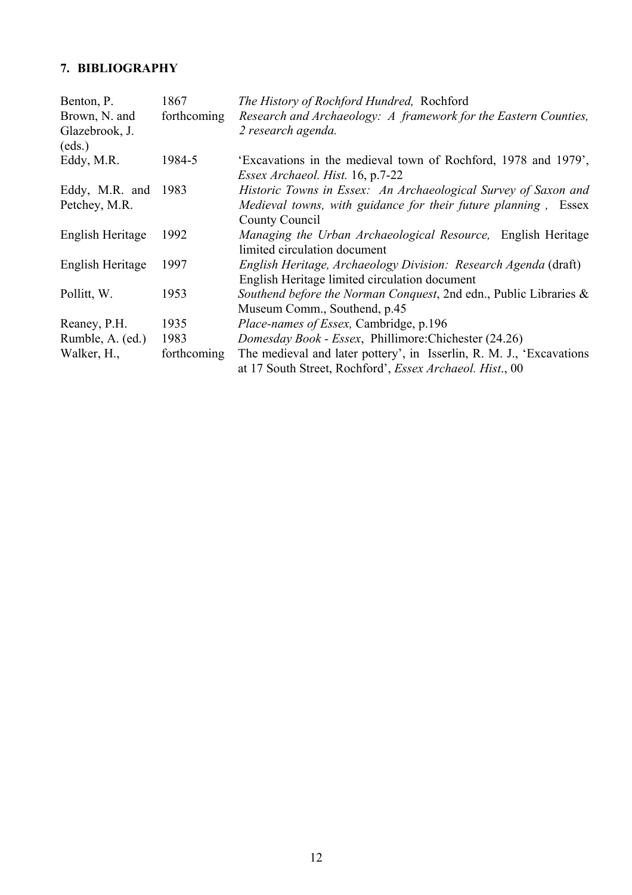## 7. BIBLIOGRAPHY

| | | |
|---|---|---|
| Benton, P. | 1867 | *The History of Rochford Hundred,* Rochford |
| Brown, N. and Glazebrook, J. (eds.) | forthcoming | *Research and Archaeology: A framework for the Eastern Counties, 2 research agenda.* |
| Eddy, M.R. | 1984-5 | 'Excavations in the medieval town of Rochford, 1978 and 1979', *Essex Archaeol. Hist.* 16, p.7-22 |
| Eddy, M.R. and Petchey, M.R. | 1983 | *Historic Towns in Essex: An Archaeological Survey of Saxon and Medieval towns, with guidance for their future planning ,* Essex County Council |
| English Heritage | 1992 | *Managing the Urban Archaeological Resource,* English Heritage limited circulation document |
| English Heritage | 1997 | *English Heritage, Archaeology Division: Research Agenda* (draft) English Heritage limited circulation document |
| Pollitt, W. | 1953 | *Southend before the Norman Conquest*, 2nd edn., Public Libraries & Museum Comm., Southend, p.45 |
| Reaney, P.H. | 1935 | *Place-names of Essex,* Cambridge, p.196 |
| Rumble, A. (ed.) | 1983 | *Domesday Book - Essex*, Phillimore:Chichester (24.26) |
| Walker, H., | forthcoming | The medieval and later pottery', in Isserlin, R. M. J., 'Excavations at 17 South Street, Rochford', *Essex Archaeol. Hist*., 00 |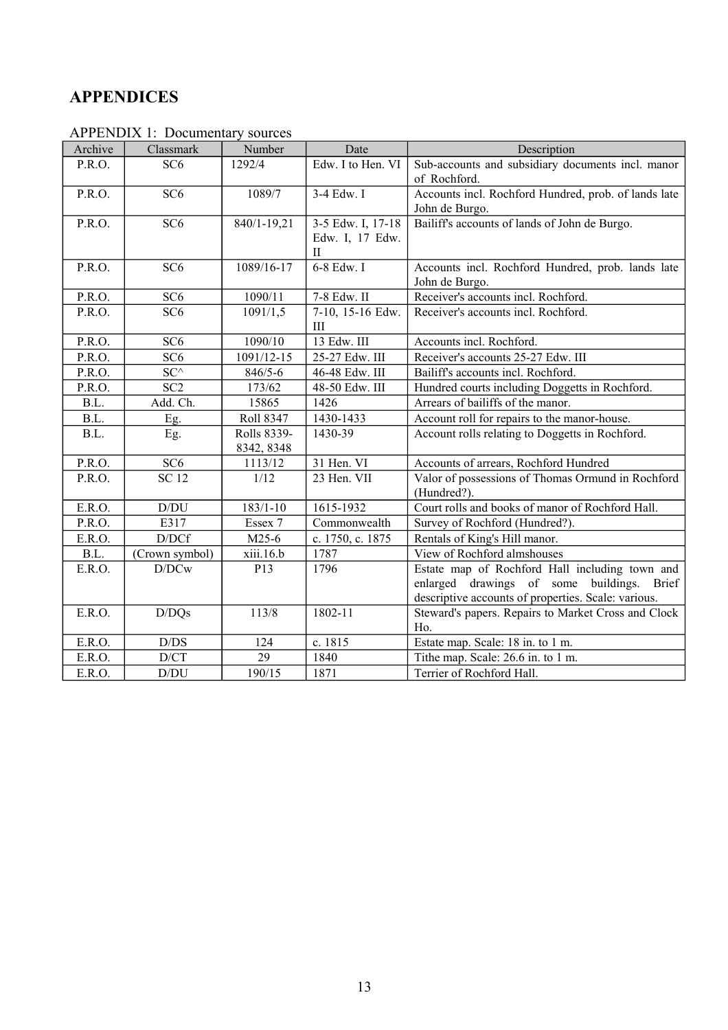# APPENDICES

APPENDIX 1: Documentary sources

| Archive | Classmark | Number | Date | Description |
|---|---|---|---|---|
| P.R.O. | SC6 | 1292/4 | Edw. I to Hen. VI | Sub-accounts and subsidiary documents incl. manor of Rochford. |
| P.R.O. | SC6 | 1089/7 | 3-4 Edw. I | Accounts incl. Rochford Hundred, prob. of lands late John de Burgo. |
| P.R.O. | SC6 | 840/1-19,21 | 3-5 Edw. I, 17-18 Edw. I, 17 Edw. II | Bailiff's accounts of lands of John de Burgo. |
| P.R.O. | SC6 | 1089/16-17 | 6-8 Edw. I | Accounts incl. Rochford Hundred, prob. lands late John de Burgo. |
| P.R.O. | SC6 | 1090/11 | 7-8 Edw. II | Receiver's accounts incl. Rochford. |
| P.R.O. | SC6 | 1091/1,5 | 7-10, 15-16 Edw. III | Receiver's accounts incl. Rochford. |
| P.R.O. | SC6 | 1090/10 | 13 Edw. III | Accounts incl. Rochford. |
| P.R.O. | SC6 | 1091/12-15 | 25-27 Edw. III | Receiver's accounts 25-27 Edw. III |
| P.R.O. | SC^ | 846/5-6 | 46-48 Edw. III | Bailiff's accounts incl. Rochford. |
| P.R.O. | SC2 | 173/62 | 48-50 Edw. III | Hundred courts including Doggetts in Rochford. |
| B.L. | Add. Ch. | 15865 | 1426 | Arrears of bailiffs of the manor. |
| B.L. | Eg. | Roll 8347 | 1430-1433 | Account roll for repairs to the manor-house. |
| B.L. | Eg. | Rolls 8339-8342, 8348 | 1430-39 | Account rolls relating to Doggetts in Rochford. |
| P.R.O. | SC6 | 1113/12 | 31 Hen. VI | Accounts of arrears, Rochford Hundred |
| P.R.O. | SC 12 | 1/12 | 23 Hen. VII | Valor of possessions of Thomas Ormund in Rochford (Hundred?). |
| E.R.O. | D/DU | 183/1-10 | 1615-1932 | Court rolls and books of manor of Rochford Hall. |
| P.R.O. | E317 | Essex 7 | Commonwealth | Survey of Rochford (Hundred?). |
| E.R.O. | D/DCf | M25-6 | c. 1750, c. 1875 | Rentals of King's Hill manor. |
| B.L. | (Crown symbol) | xiii.16.b | 1787 | View of Rochford almshouses |
| E.R.O. | D/DCw | P13 | 1796 | Estate map of Rochford Hall including town and enlarged drawings of some buildings. Brief descriptive accounts of properties. Scale: various. |
| E.R.O. | D/DQs | 113/8 | 1802-11 | Steward's papers. Repairs to Market Cross and Clock Ho. |
| E.R.O. | D/DS | 124 | c. 1815 | Estate map. Scale: 18 in. to 1 m. |
| E.R.O. | D/CT | 29 | 1840 | Tithe map. Scale: 26.6 in. to 1 m. |
| E.R.O. | D/DU | 190/15 | 1871 | Terrier of Rochford Hall. |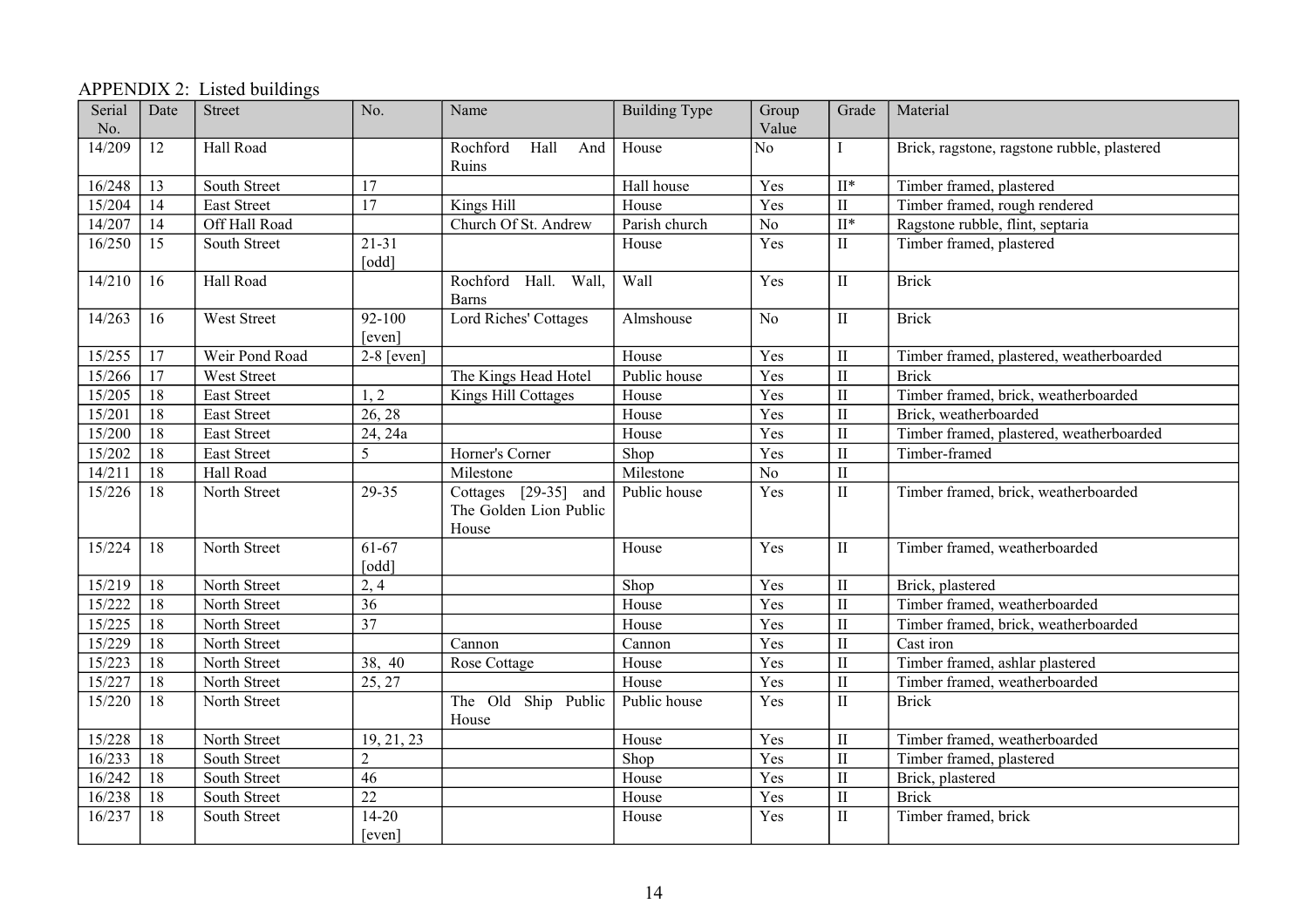APPENDIX 2: Listed buildings

| Serial No. | Date | Street | No. | Name | Building Type | Group Value | Grade | Material |
|---|---|---|---|---|---|---|---|---|
| 14/209 | 12 | Hall Road | | Rochford Hall And Ruins | House | No | I | Brick, ragstone, ragstone rubble, plastered |
| 16/248 | 13 | South Street | 17 | | Hall house | Yes | II* | Timber framed, plastered |
| 15/204 | 14 | East Street | 17 | Kings Hill | House | Yes | II | Timber framed, rough rendered |
| 14/207 | 14 | Off Hall Road | | Church Of St. Andrew | Parish church | No | II* | Ragstone rubble, flint, septaria |
| 16/250 | 15 | South Street | 21-31 [odd] | | House | Yes | II | Timber framed, plastered |
| 14/210 | 16 | Hall Road | | Rochford Hall. Wall, Barns | Wall | Yes | II | Brick |
| 14/263 | 16 | West Street | 92-100 [even] | Lord Riches' Cottages | Almshouse | No | II | Brick |
| 15/255 | 17 | Weir Pond Road | 2-8 [even] | | House | Yes | II | Timber framed, plastered, weatherboarded |
| 15/266 | 17 | West Street | | The Kings Head Hotel | Public house | Yes | II | Brick |
| 15/205 | 18 | East Street | 1, 2 | Kings Hill Cottages | House | Yes | II | Timber framed, brick, weatherboarded |
| 15/201 | 18 | East Street | 26, 28 | | House | Yes | II | Brick, weatherboarded |
| 15/200 | 18 | East Street | 24, 24a | | House | Yes | II | Timber framed, plastered, weatherboarded |
| 15/202 | 18 | East Street | 5 | Horner's Corner | Shop | Yes | II | Timber-framed |
| 14/211 | 18 | Hall Road | | Milestone | Milestone | No | II | |
| 15/226 | 18 | North Street | 29-35 | Cottages [29-35] and The Golden Lion Public House | Public house | Yes | II | Timber framed, brick, weatherboarded |
| 15/224 | 18 | North Street | 61-67 [odd] | | House | Yes | II | Timber framed, weatherboarded |
| 15/219 | 18 | North Street | 2, 4 | | Shop | Yes | II | Brick, plastered |
| 15/222 | 18 | North Street | 36 | | House | Yes | II | Timber framed, weatherboarded |
| 15/225 | 18 | North Street | 37 | | House | Yes | II | Timber framed, brick, weatherboarded |
| 15/229 | 18 | North Street | | Cannon | Cannon | Yes | II | Cast iron |
| 15/223 | 18 | North Street | 38, 40 | Rose Cottage | House | Yes | II | Timber framed, ashlar plastered |
| 15/227 | 18 | North Street | 25, 27 | | House | Yes | II | Timber framed, weatherboarded |
| 15/220 | 18 | North Street | | The Old Ship Public House | Public house | Yes | II | Brick |
| 15/228 | 18 | North Street | 19, 21, 23 | | House | Yes | II | Timber framed, weatherboarded |
| 16/233 | 18 | South Street | 2 | | Shop | Yes | II | Timber framed, plastered |
| 16/242 | 18 | South Street | 46 | | House | Yes | II | Brick, plastered |
| 16/238 | 18 | South Street | 22 | | House | Yes | II | Brick |
| 16/237 | 18 | South Street | 14-20 [even] | | House | Yes | II | Timber framed, brick |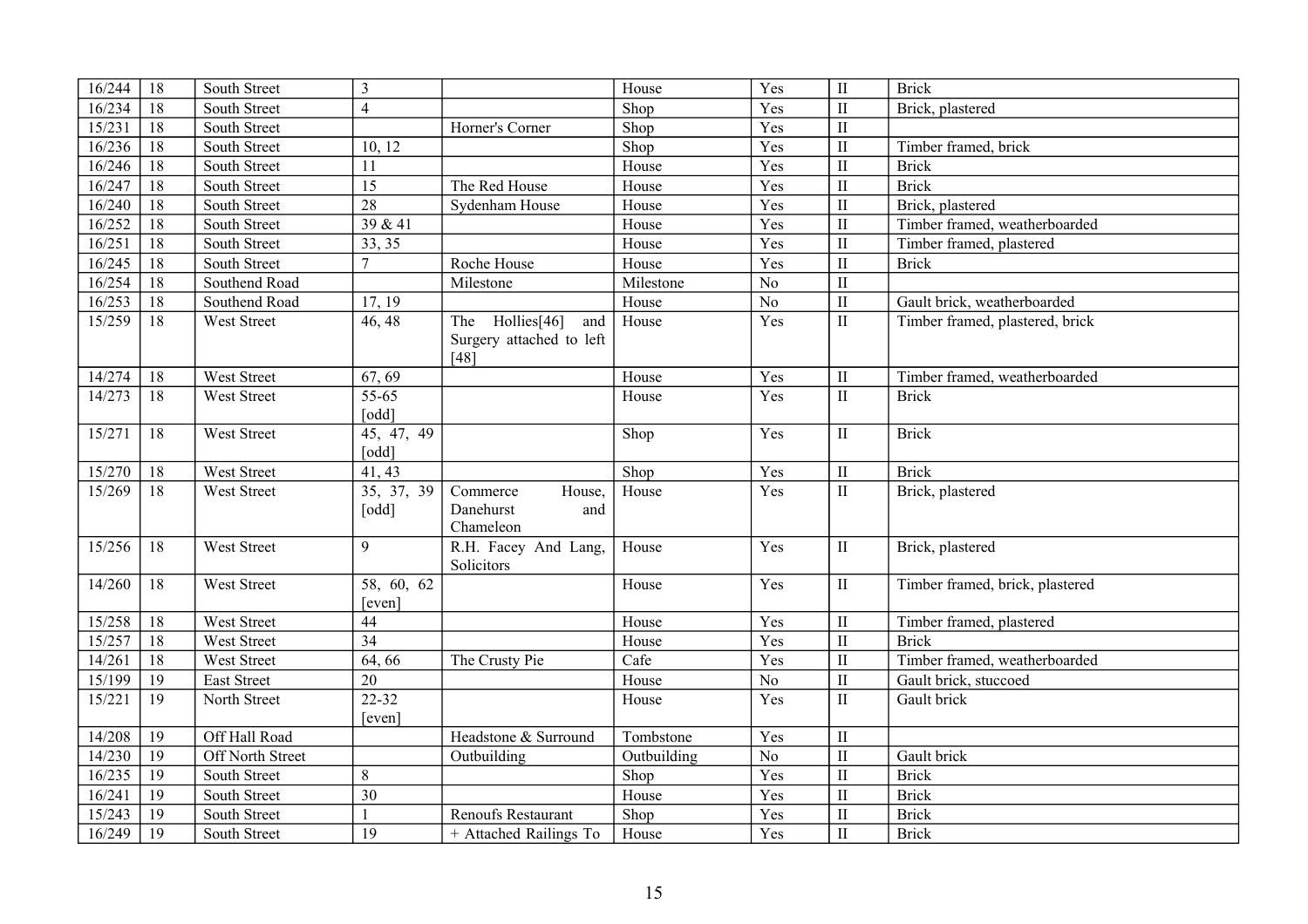| | | | | | | | | |
|---|---|---|---|---|---|---|---|---|
| 16/244 | 18 | South Street | 3 | | House | Yes | II | Brick |
| 16/234 | 18 | South Street | 4 | | Shop | Yes | II | Brick, plastered |
| 15/231 | 18 | South Street | | Horner's Corner | Shop | Yes | II | |
| 16/236 | 18 | South Street | 10, 12 | | Shop | Yes | II | Timber framed, brick |
| 16/246 | 18 | South Street | 11 | | House | Yes | II | Brick |
| 16/247 | 18 | South Street | 15 | The Red House | House | Yes | II | Brick |
| 16/240 | 18 | South Street | 28 | Sydenham House | House | Yes | II | Brick, plastered |
| 16/252 | 18 | South Street | 39 & 41 | | House | Yes | II | Timber framed, weatherboarded |
| 16/251 | 18 | South Street | 33, 35 | | House | Yes | II | Timber framed, plastered |
| 16/245 | 18 | South Street | 7 | Roche House | House | Yes | II | Brick |
| 16/254 | 18 | Southend Road | | Milestone | Milestone | No | II | |
| 16/253 | 18 | Southend Road | 17, 19 | | House | No | II | Gault brick, weatherboarded |
| 15/259 | 18 | West Street | 46, 48 | The Hollies[46] and Surgery attached to left [48] | House | Yes | II | Timber framed, plastered, brick |
| 14/274 | 18 | West Street | 67, 69 | | House | Yes | II | Timber framed, weatherboarded |
| 14/273 | 18 | West Street | 55-65 [odd] | | House | Yes | II | Brick |
| 15/271 | 18 | West Street | 45, 47, 49 [odd] | | Shop | Yes | II | Brick |
| 15/270 | 18 | West Street | 41, 43 | | Shop | Yes | II | Brick |
| 15/269 | 18 | West Street | 35, 37, 39 [odd] | Commerce House, Danehurst and Chameleon | House | Yes | II | Brick, plastered |
| 15/256 | 18 | West Street | 9 | R.H. Facey And Lang, Solicitors | House | Yes | II | Brick, plastered |
| 14/260 | 18 | West Street | 58, 60, 62 [even] | | House | Yes | II | Timber framed, brick, plastered |
| 15/258 | 18 | West Street | 44 | | House | Yes | II | Timber framed, plastered |
| 15/257 | 18 | West Street | 34 | | House | Yes | II | Brick |
| 14/261 | 18 | West Street | 64, 66 | The Crusty Pie | Cafe | Yes | II | Timber framed, weatherboarded |
| 15/199 | 19 | East Street | 20 | | House | No | II | Gault brick, stuccoed |
| 15/221 | 19 | North Street | 22-32 [even] | | House | Yes | II | Gault brick |
| 14/208 | 19 | Off Hall Road | | Headstone & Surround | Tombstone | Yes | II | |
| 14/230 | 19 | Off North Street | | Outbuilding | Outbuilding | No | II | Gault brick |
| 16/235 | 19 | South Street | 8 | | Shop | Yes | II | Brick |
| 16/241 | 19 | South Street | 30 | | House | Yes | II | Brick |
| 15/243 | 19 | South Street | 1 | Renoufs Restaurant | Shop | Yes | II | Brick |
| 16/249 | 19 | South Street | 19 | + Attached Railings To | House | Yes | II | Brick |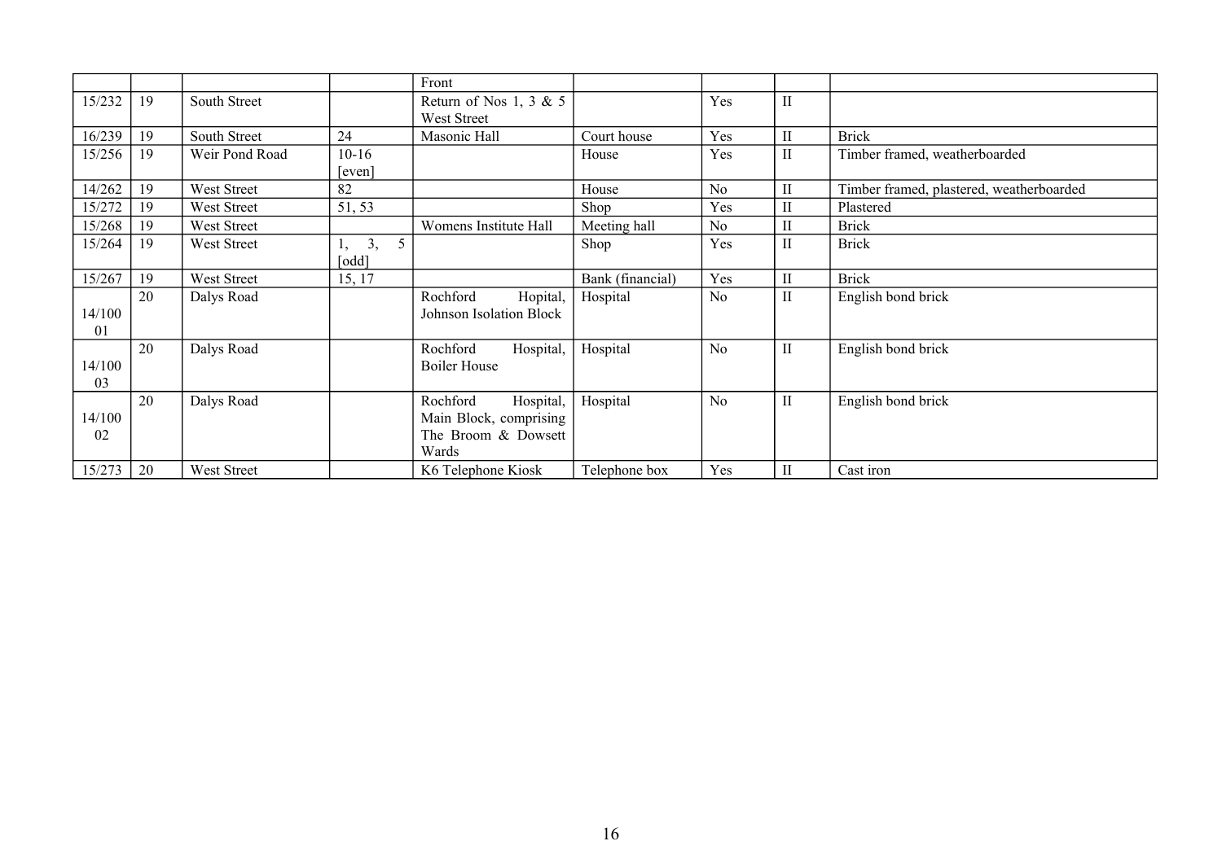|  |  |  |  | Front |  |  |  |  |
|---|---|---|---|---|---|---|---|---|
| 15/232 | 19 | South Street |  | Return of Nos 1, 3 & 5 West Street |  | Yes | II |  |
| 16/239 | 19 | South Street | 24 | Masonic Hall | Court house | Yes | II | Brick |
| 15/256 | 19 | Weir Pond Road | 10-16 [even] |  | House | Yes | II | Timber framed, weatherboarded |
| 14/262 | 19 | West Street | 82 |  | House | No | II | Timber framed, plastered, weatherboarded |
| 15/272 | 19 | West Street | 51, 53 |  | Shop | Yes | II | Plastered |
| 15/268 | 19 | West Street |  | Womens Institute Hall | Meeting hall | No | II | Brick |
| 15/264 | 19 | West Street | 1, 3, 5 [odd] |  | Shop | Yes | II | Brick |
| 15/267 | 19 | West Street | 15, 17 |  | Bank (financial) | Yes | II | Brick |
| 14/100 01 | 20 | Dalys Road |  | Rochford Hopital, Johnson Isolation Block | Hospital | No | II | English bond brick |
| 14/100 03 | 20 | Dalys Road |  | Rochford Hospital, Boiler House | Hospital | No | II | English bond brick |
| 14/100 02 | 20 | Dalys Road |  | Rochford Hospital, Main Block, comprising The Broom & Dowsett Wards | Hospital | No | II | English bond brick |
| 15/273 | 20 | West Street |  | K6 Telephone Kiosk | Telephone box | Yes | II | Cast iron |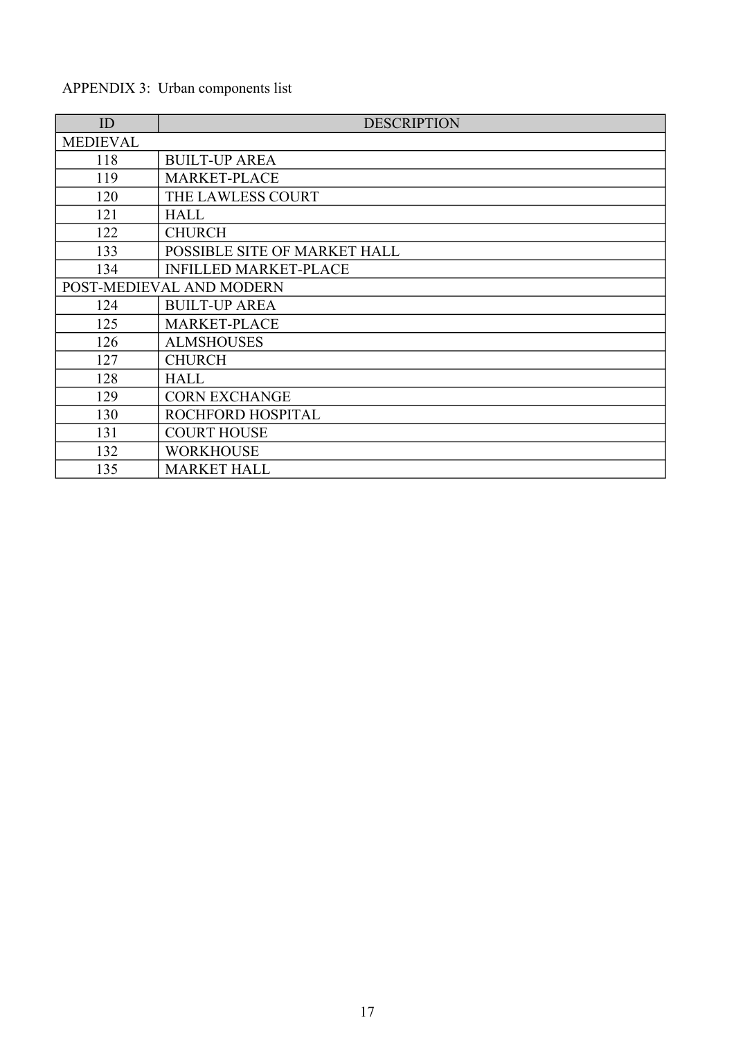APPENDIX 3: Urban components list

| ID | DESCRIPTION |
|---|---|
| MEDIEVAL | |
| 118 | BUILT-UP AREA |
| 119 | MARKET-PLACE |
| 120 | THE LAWLESS COURT |
| 121 | HALL |
| 122 | CHURCH |
| 133 | POSSIBLE SITE OF MARKET HALL |
| 134 | INFILLED MARKET-PLACE |
| POST-MEDIEVAL AND MODERN | |
| 124 | BUILT-UP AREA |
| 125 | MARKET-PLACE |
| 126 | ALMSHOUSES |
| 127 | CHURCH |
| 128 | HALL |
| 129 | CORN EXCHANGE |
| 130 | ROCHFORD HOSPITAL |
| 131 | COURT HOUSE |
| 132 | WORKHOUSE |
| 135 | MARKET HALL |